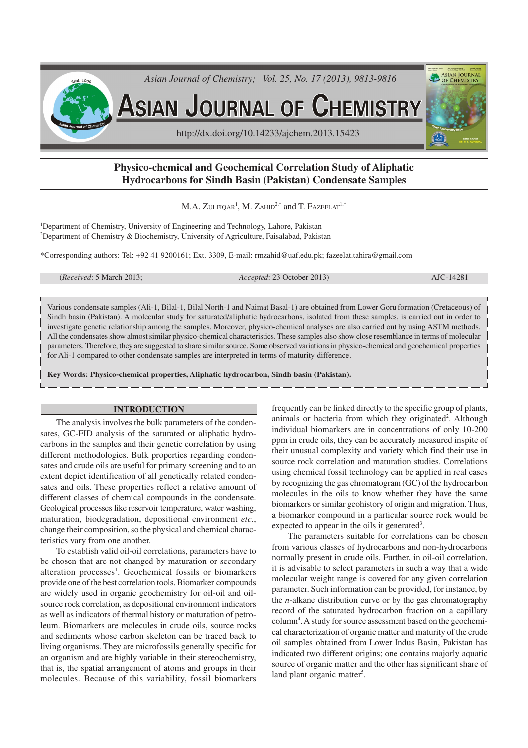# Physico-chemical and Geochemical Correlation Study of Aliphatic Hydrocarbons for Sindh Basin (Pakistan) Condensate Samples

M.A. Zulfiqar[1], M. Zahid[2,*] and T. Fazeelat[1,*]

[1]Department of Chemistry, University of Engineering and Technology, Lahore, Pakistan
[2]Department of Chemistry & Biochemistry, University of Agriculture, Faisalabad, Pakistan

*Corresponding authors: Tel: +92 41 9200161; Ext. 3309, E-mail: rmzahid@uaf.edu.pk; fazeelat.tahira@gmail.com

(*Received*: 5 March 2013; *Accepted*: 23 October 2013) AJC-14281

Various condensate samples (Ali-1, Bilal-1, Bilal North-1 and Naimat Basal-1) are obtained from Lower Goru formation (Cretaceous) of Sindh basin (Pakistan). A molecular study for saturated/aliphatic hydrocarbons, isolated from these samples, is carried out in order to investigate genetic relationship among the samples. Moreover, physico-chemical analyses are also carried out by using ASTM methods. All the condensates show almost similar physico-chemical characteristics. These samples also show close resemblance in terms of molecular parameters. Therefore, they are suggested to share similar source. Some observed variations in physico-chemical and geochemical properties for Ali-1 compared to other condensate samples are interpreted in terms of maturity difference.

**Key Words: Physico-chemical properties, Aliphatic hydrocarbon, Sindh basin (Pakistan).**

## INTRODUCTION

The analysis involves the bulk parameters of the condensates, GC-FID analysis of the saturated or aliphatic hydrocarbons in the samples and their genetic correlation by using different methodologies. Bulk properties regarding condensates and crude oils are useful for primary screening and to an extent depict identification of all genetically related condensates and oils. These properties reflect a relative amount of different classes of chemical compounds in the condensate. Geological processes like reservoir temperature, water washing, maturation, biodegradation, depositional environment *etc.*, change their composition, so the physical and chemical characteristics vary from one another.

To establish valid oil-oil correlations, parameters have to be chosen that are not changed by maturation or secondary alteration processes[1]. Geochemical fossils or biomarkers provide one of the best correlation tools. Biomarker compounds are widely used in organic geochemistry for oil-oil and oil-source rock correlation, as depositional environment indicators as well as indicators of thermal history or maturation of petroleum. Biomarkers are molecules in crude oils, source rocks and sediments whose carbon skeleton can be traced back to living organisms. They are microfossils generally specific for an organism and are highly variable in their stereochemistry, that is, the spatial arrangement of atoms and groups in their molecules. Because of this variability, fossil biomarkers frequently can be linked directly to the specific group of plants, animals or bacteria from which they originated[2]. Although individual biomarkers are in concentrations of only 10-200 ppm in crude oils, they can be accurately measured inspite of their unusual complexity and variety which find their use in source rock correlation and maturation studies. Correlations using chemical fossil technology can be applied in real cases by recognizing the gas chromatogram (GC) of the hydrocarbon molecules in the oils to know whether they have the same biomarkers or similar geohistory of origin and migration. Thus, a biomarker compound in a particular source rock would be expected to appear in the oils it generated[3].

The parameters suitable for correlations can be chosen from various classes of hydrocarbons and non-hydrocarbons normally present in crude oils. Further, in oil-oil correlation, it is advisable to select parameters in such a way that a wide molecular weight range is covered for any given correlation parameter. Such information can be provided, for instance, by the *n*-alkane distribution curve or by the gas chromatography record of the saturated hydrocarbon fraction on a capillary column[4]. A study for source assessment based on the geochemical characterization of organic matter and maturity of the crude oil samples obtained from Lower Indus Basin, Pakistan has indicated two different origins; one contains majorly aquatic source of organic matter and the other has significant share of land plant organic matter[5].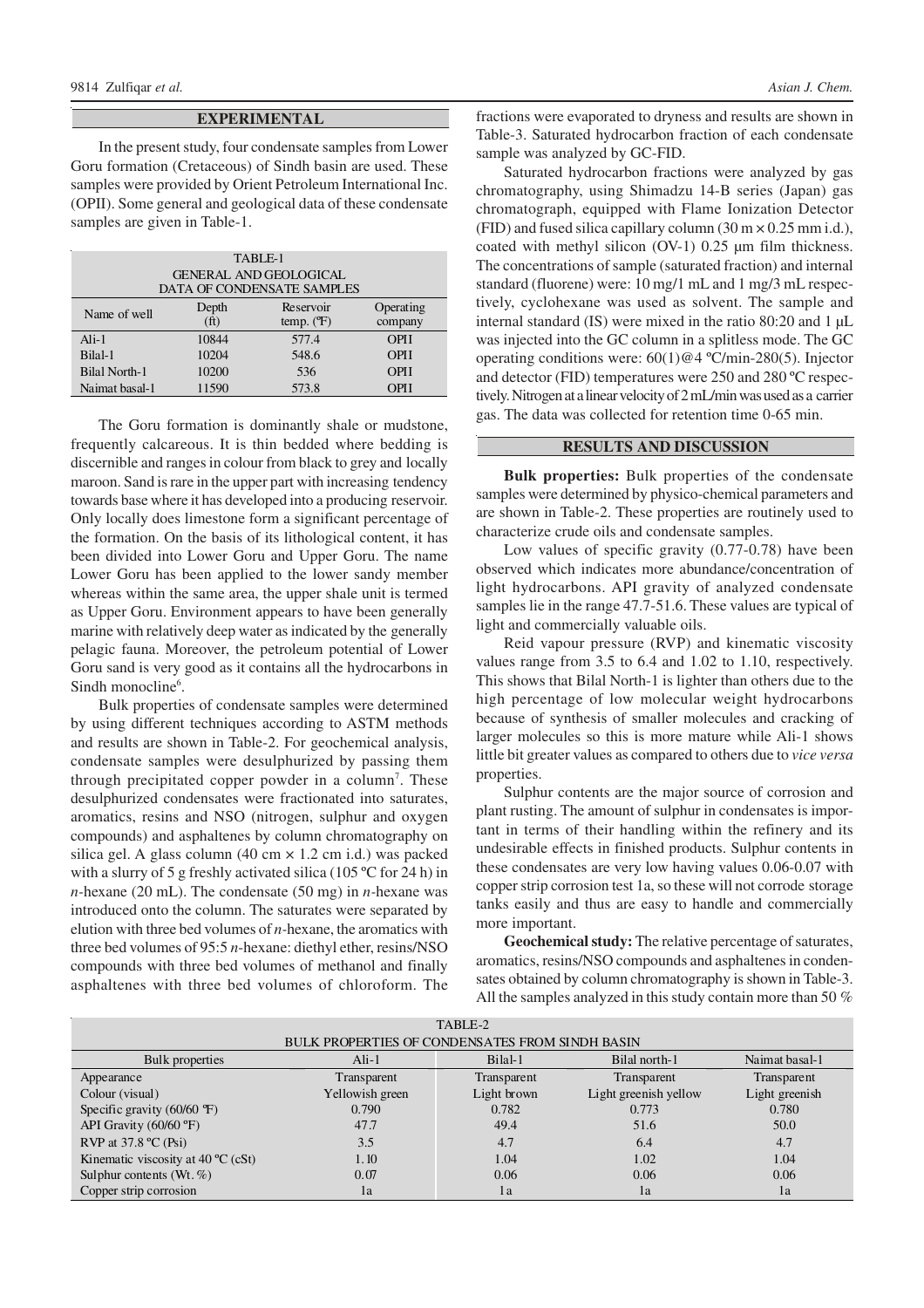## EXPERIMENTAL

In the present study, four condensate samples from Lower Goru formation (Cretaceous) of Sindh basin are used. These samples were provided by Orient Petroleum International Inc. (OPII). Some general and geological data of these condensate samples are given in Table-1.

TABLE-1
GENERAL AND GEOLOGICAL DATA OF CONDENSATE SAMPLES

| Name of well | Depth (ft) | Reservoir temp. (ºF) | Operating company |
|---|---|---|---|
| Ali-1 | 10844 | 577.4 | OPII |
| Bilal-1 | 10204 | 548.6 | OPII |
| Bilal North-1 | 10200 | 536 | OPII |
| Naimat basal-1 | 11590 | 573.8 | OPII |

The Goru formation is dominantly shale or mudstone, frequently calcareous. It is thin bedded where bedding is discernible and ranges in colour from black to grey and locally maroon. Sand is rare in the upper part with increasing tendency towards base where it has developed into a producing reservoir. Only locally does limestone form a significant percentage of the formation. On the basis of its lithological content, it has been divided into Lower Goru and Upper Goru. The name Lower Goru has been applied to the lower sandy member whereas within the same area, the upper shale unit is termed as Upper Goru. Environment appears to have been generally marine with relatively deep water as indicated by the generally pelagic fauna. Moreover, the petroleum potential of Lower Goru sand is very good as it contains all the hydrocarbons in Sindh monocline[6].

Bulk properties of condensate samples were determined by using different techniques according to ASTM methods and results are shown in Table-2. For geochemical analysis, condensate samples were desulphurized by passing them through precipitated copper powder in a column[7]. These desulphurized condensates were fractionated into saturates, aromatics, resins and NSO (nitrogen, sulphur and oxygen compounds) and asphaltenes by column chromatography on silica gel. A glass column (40 cm × 1.2 cm i.d.) was packed with a slurry of 5 g freshly activated silica (105 ºC for 24 h) in *n*-hexane (20 mL). The condensate (50 mg) in *n*-hexane was introduced onto the column. The saturates were separated by elution with three bed volumes of *n*-hexane, the aromatics with three bed volumes of 95:5 *n*-hexane: diethyl ether, resins/NSO compounds with three bed volumes of methanol and finally asphaltenes with three bed volumes of chloroform. The fractions were evaporated to dryness and results are shown in Table-3. Saturated hydrocarbon fraction of each condensate sample was analyzed by GC-FID.

Saturated hydrocarbon fractions were analyzed by gas chromatography, using Shimadzu 14-B series (Japan) gas chromatograph, equipped with Flame Ionization Detector (FID) and fused silica capillary column (30 m × 0.25 mm i.d.), coated with methyl silicon (OV-1) 0.25 µm film thickness. The concentrations of sample (saturated fraction) and internal standard (fluorene) were: 10 mg/1 mL and 1 mg/3 mL respectively, cyclohexane was used as solvent. The sample and internal standard (IS) were mixed in the ratio 80:20 and 1 µL was injected into the GC column in a splitless mode. The GC operating conditions were: 60(1)@4 ºC/min-280(5). Injector and detector (FID) temperatures were 250 and 280 ºC respectively. Nitrogen at a linear velocity of 2 mL/min was used as a carrier gas. The data was collected for retention time 0-65 min.

## RESULTS AND DISCUSSION

**Bulk properties:** Bulk properties of the condensate samples were determined by physico-chemical parameters and are shown in Table-2. These properties are routinely used to characterize crude oils and condensate samples.

Low values of specific gravity (0.77-0.78) have been observed which indicates more abundance/concentration of light hydrocarbons. API gravity of analyzed condensate samples lie in the range 47.7-51.6. These values are typical of light and commercially valuable oils.

Reid vapour pressure (RVP) and kinematic viscosity values range from 3.5 to 6.4 and 1.02 to 1.10, respectively. This shows that Bilal North-1 is lighter than others due to the high percentage of low molecular weight hydrocarbons because of synthesis of smaller molecules and cracking of larger molecules so this is more mature while Ali-1 shows little bit greater values as compared to others due to *vice versa* properties.

Sulphur contents are the major source of corrosion and plant rusting. The amount of sulphur in condensates is important in terms of their handling within the refinery and its undesirable effects in finished products. Sulphur contents in these condensates are very low having values 0.06-0.07 with copper strip corrosion test 1a, so these will not corrode storage tanks easily and thus are easy to handle and commercially more important.

**Geochemical study:** The relative percentage of saturates, aromatics, resins/NSO compounds and asphaltenes in condensates obtained by column chromatography is shown in Table-3. All the samples analyzed in this study contain more than 50 %

TABLE-2
BULK PROPERTIES OF CONDENSATES FROM SINDH BASIN

| Bulk properties | Ali-1 | Bilal-1 | Bilal north-1 | Naimat basal-1 |
|---|---|---|---|---|
| Appearance | Transparent | Transparent | Transparent | Transparent |
| Colour (visual) | Yellowish green | Light brown | Light greenish yellow | Light greenish |
| Specific gravity (60/60 ºF) | 0.790 | 0.782 | 0.773 | 0.780 |
| API Gravity (60/60 ºF) | 47.7 | 49.4 | 51.6 | 50.0 |
| RVP at 37.8 ºC (Psi) | 3.5 | 4.7 | 6.4 | 4.7 |
| Kinematic viscosity at 40 ºC (cSt) | 1.10 | 1.04 | 1.02 | 1.04 |
| Sulphur contents (Wt. %) | 0.07 | 0.06 | 0.06 | 0.06 |
| Copper strip corrosion | 1a | 1a | 1a | 1a |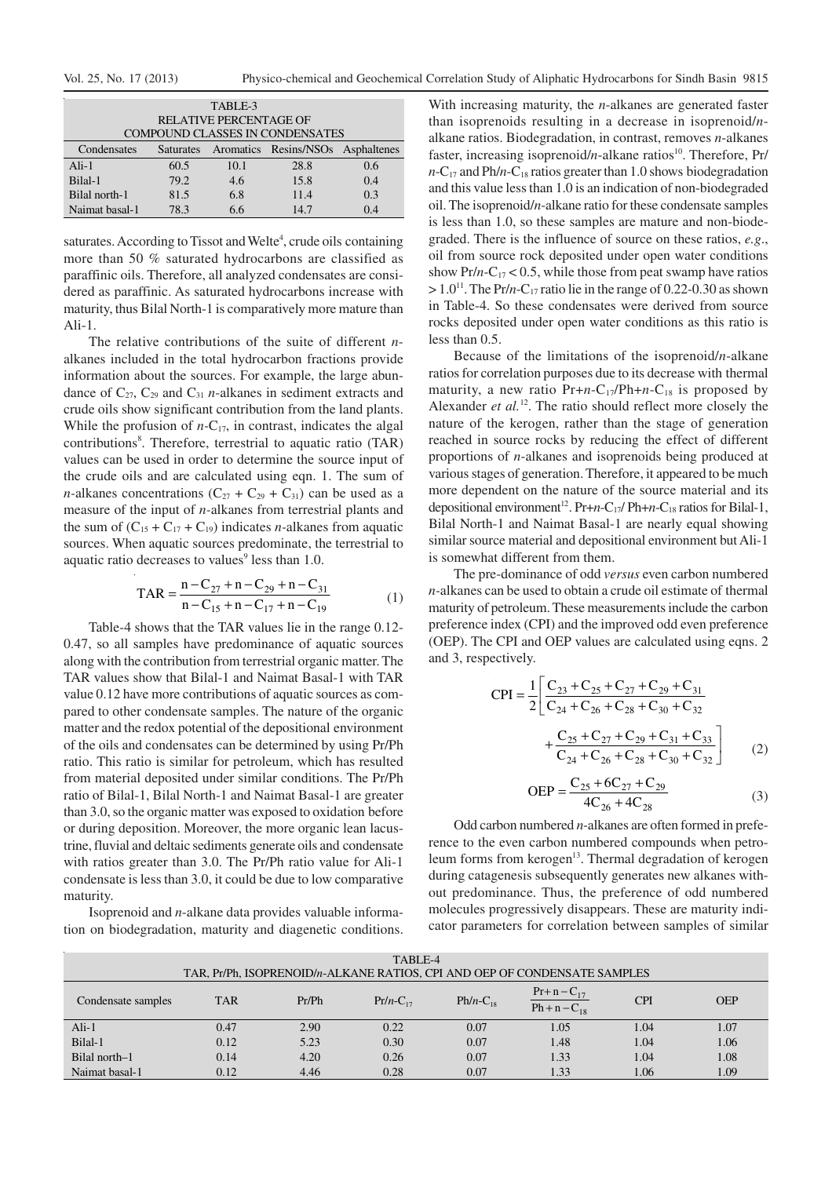TABLE-3
RELATIVE PERCENTAGE OF COMPOUND CLASSES IN CONDENSATES

| Condensates | Saturates | Aromatics | Resins/NSOs | Asphaltenes |
|---|---|---|---|---|
| Ali-1 | 60.5 | 10.1 | 28.8 | 0.6 |
| Bilal-1 | 79.2 | 4.6 | 15.8 | 0.4 |
| Bilal north-1 | 81.5 | 6.8 | 11.4 | 0.3 |
| Naimat basal-1 | 78.3 | 6.6 | 14.7 | 0.4 |

saturates. According to Tissot and Welte[4], crude oils containing more than 50 % saturated hydrocarbons are classified as paraffinic oils. Therefore, all analyzed condensates are considered as paraffinic. As saturated hydrocarbons increase with maturity, thus Bilal North-1 is comparatively more mature than Ali-1.

The relative contributions of the suite of different *n*-alkanes included in the total hydrocarbon fractions provide information about the sources. For example, the large abundance of $C_{27}$, $C_{29}$ and $C_{31}$ *n*-alkanes in sediment extracts and crude oils show significant contribution from the land plants. While the profusion of $n$-$C_{17}$, in contrast, indicates the algal contributions[8]. Therefore, terrestrial to aquatic ratio (TAR) values can be used in order to determine the source input of the crude oils and are calculated using eqn. 1. The sum of *n*-alkanes concentrations ($C_{27} + C_{29} + C_{31}$) can be used as a measure of the input of *n*-alkanes from terrestrial plants and the sum of ($C_{15} + C_{17} + C_{19}$) indicates *n*-alkanes from aquatic sources. When aquatic sources predominate, the terrestrial to aquatic ratio decreases to values[9] less than 1.0.

$$\text{TAR} = \frac{n-C_{27} + n-C_{29} + n-C_{31}}{n-C_{15} + n-C_{17} + n-C_{19}} \tag{1}$$

Table-4 shows that the TAR values lie in the range 0.12-0.47, so all samples have predominance of aquatic sources along with the contribution from terrestrial organic matter. The TAR values show that Bilal-1 and Naimat Basal-1 with TAR value 0.12 have more contributions of aquatic sources as compared to other condensate samples. The nature of the organic matter and the redox potential of the depositional environment of the oils and condensates can be determined by using Pr/Ph ratio. This ratio is similar for petroleum, which has resulted from material deposited under similar conditions. The Pr/Ph ratio of Bilal-1, Bilal North-1 and Naimat Basal-1 are greater than 3.0, so the organic matter was exposed to oxidation before or during deposition. Moreover, the more organic lean lacustrine, fluvial and deltaic sediments generate oils and condensate with ratios greater than 3.0. The Pr/Ph ratio value for Ali-1 condensate is less than 3.0, it could be due to low comparative maturity.

Isoprenoid and *n*-alkane data provides valuable information on biodegradation, maturity and diagenetic conditions. With increasing maturity, the *n*-alkanes are generated faster than isoprenoids resulting in a decrease in isoprenoid/*n*-alkane ratios. Biodegradation, in contrast, removes *n*-alkanes faster, increasing isoprenoid/*n*-alkane ratios[10]. Therefore, Pr/$n$-$C_{17}$ and Ph/$n$-$C_{18}$ ratios greater than 1.0 shows biodegradation and this value less than 1.0 is an indication of non-biodegraded oil. The isoprenoid/*n*-alkane ratio for these condensate samples is less than 1.0, so these samples are mature and non-biodegraded. There is the influence of source on these ratios, *e.g*., oil from source rock deposited under open water conditions show Pr/$n$-$C_{17} < 0.5$, while those from peat swamp have ratios $> 1.0$[11]. The Pr/$n$-$C_{17}$ ratio lie in the range of 0.22-0.30 as shown in Table-4. So these condensates were derived from source rocks deposited under open water conditions as this ratio is less than 0.5.

Because of the limitations of the isoprenoid/*n*-alkane ratios for correlation purposes due to its decrease with thermal maturity, a new ratio Pr+$n$-$C_{17}$/Ph+$n$-$C_{18}$ is proposed by Alexander *et al.*[12]. The ratio should reflect more closely the nature of the kerogen, rather than the stage of generation reached in source rocks by reducing the effect of different proportions of *n*-alkanes and isoprenoids being produced at various stages of generation. Therefore, it appeared to be much more dependent on the nature of the source material and its depositional environment[12]. Pr+$n$-$C_{17}$/ Ph+$n$-$C_{18}$ ratios for Bilal-1, Bilal North-1 and Naimat Basal-1 are nearly equal showing similar source material and depositional environment but Ali-1 is somewhat different from them.

The pre-dominance of odd *versus* even carbon numbered *n*-alkanes can be used to obtain a crude oil estimate of thermal maturity of petroleum. These measurements include the carbon preference index (CPI) and the improved odd even preference (OEP). The CPI and OEP values are calculated using eqns. 2 and 3, respectively.

$$\text{CPI} = \frac{1}{2}\left[\frac{C_{23} + C_{25} + C_{27} + C_{29} + C_{31}}{C_{24} + C_{26} + C_{28} + C_{30} + C_{32}} + \frac{C_{25} + C_{27} + C_{29} + C_{31} + C_{33}}{C_{24} + C_{26} + C_{28} + C_{30} + C_{32}}\right] \tag{2}$$

$$\text{OEP} = \frac{C_{25} + 6C_{27} + C_{29}}{4C_{26} + 4C_{28}} \tag{3}$$

Odd carbon numbered *n*-alkanes are often formed in preference to the even carbon numbered compounds when petroleum forms from kerogen[13]. Thermal degradation of kerogen during catagenesis subsequently generates new alkanes without predominance. Thus, the preference of odd numbered molecules progressively disappears. These are maturity indicator parameters for correlation between samples of similar

TABLE-4
TAR, Pr/Ph, ISOPRENOID/*n*-ALKANE RATIOS, CPI AND OEP OF CONDENSATE SAMPLES

| Condensate samples | TAR | Pr/Ph | Pr/$n$-$C_{17}$ | Ph/$n$-$C_{18}$ | $\frac{Pr + n - C_{17}}{Ph + n - C_{18}}$ | CPI | OEP |
|---|---|---|---|---|---|---|---|
| Ali-1 | 0.47 | 2.90 | 0.22 | 0.07 | 1.05 | 1.04 | 1.07 |
| Bilal-1 | 0.12 | 5.23 | 0.30 | 0.07 | 1.48 | 1.04 | 1.06 |
| Bilal north–1 | 0.14 | 4.20 | 0.26 | 0.07 | 1.33 | 1.04 | 1.08 |
| Naimat basal-1 | 0.12 | 4.46 | 0.28 | 0.07 | 1.33 | 1.06 | 1.09 |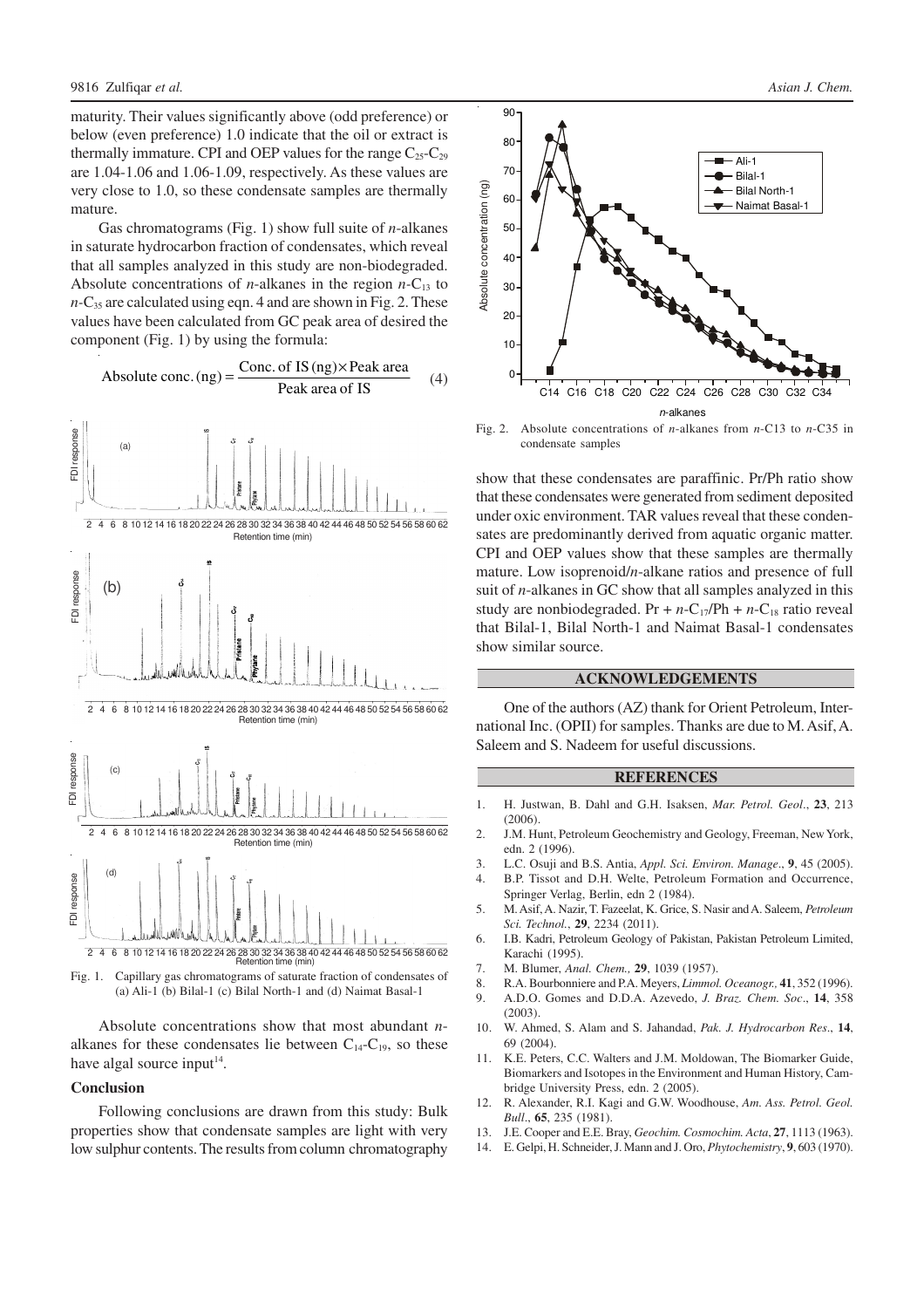maturity. Their values significantly above (odd preference) or below (even preference) 1.0 indicate that the oil or extract is thermally immature. CPI and OEP values for the range $C_{25}$-$C_{29}$ are 1.04-1.06 and 1.06-1.09, respectively. As these values are very close to 1.0, so these condensate samples are thermally mature.

Gas chromatograms (Fig. 1) show full suite of *n*-alkanes in saturate hydrocarbon fraction of condensates, which reveal that all samples analyzed in this study are non-biodegraded. Absolute concentrations of *n*-alkanes in the region *n*-$C_{13}$ to *n*-$C_{35}$ are calculated using eqn. 4 and are shown in Fig. 2. These values have been calculated from GC peak area of desired the component (Fig. 1) by using the formula:

$$\text{Absolute conc. (ng)} = \frac{\text{Conc. of IS (ng)} \times \text{Peak area}}{\text{Peak area of IS}} \quad (4)$$

FDI response
(a)
(b)
(c)
(d)
Retention time (min)

Fig. 1. Capillary gas chromatograms of saturate fraction of condensates of (a) Ali-1 (b) Bilal-1 (c) Bilal North-1 and (d) Naimat Basal-1

Absolute concentration (ng)
Ali-1
Bilal-1
Bilal North-1
Naimat Basal-1
C14 C16 C18 C20 C22 C24 C26 C28 C30 C32 C34
*n*-alkanes

Fig. 2. Absolute concentrations of *n*-alkanes from *n*-C13 to *n*-C35 in condensate samples

Absolute concentrations show that most abundant *n*-alkanes for these condensates lie between $C_{14}$-$C_{19}$, so these have algal source input[14].

### Conclusion

Following conclusions are drawn from this study: Bulk properties show that condensate samples are light with very low sulphur contents. The results from column chromatography show that these condensates are paraffinic. Pr/Ph ratio show that these condensates were generated from sediment deposited under oxic environment. TAR values reveal that these condensates are predominantly derived from aquatic organic matter. CPI and OEP values show that these samples are thermally mature. Low isoprenoid/*n*-alkane ratios and presence of full suit of *n*-alkanes in GC show that all samples analyzed in this study are nonbiodegraded. Pr + *n*-$C_{17}$/Ph + *n*-$C_{18}$ ratio reveal that Bilal-1, Bilal North-1 and Naimat Basal-1 condensates show similar source.

## ACKNOWLEDGEMENTS

One of the authors (AZ) thank for Orient Petroleum, International Inc. (OPII) for samples. Thanks are due to M. Asif, A. Saleem and S. Nadeem for useful discussions.

## REFERENCES

1. H. Justwan, B. Dahl and G.H. Isaksen, *Mar. Petrol. Geol*., **23**, 213 (2006).
2. J.M. Hunt, Petroleum Geochemistry and Geology, Freeman, New York, edn. 2 (1996).
3. L.C. Osuji and B.S. Antia, *Appl. Sci. Environ. Manage*., **9**, 45 (2005).
4. B.P. Tissot and D.H. Welte, Petroleum Formation and Occurrence, Springer Verlag, Berlin, edn 2 (1984).
5. M. Asif, A. Nazir, T. Fazeelat, K. Grice, S. Nasir and A. Saleem, *Petroleum Sci. Technol.*, **29**, 2234 (2011).
6. I.B. Kadri, Petroleum Geology of Pakistan, Pakistan Petroleum Limited, Karachi (1995).
7. M. Blumer, *Anal. Chem.,* **29**, 1039 (1957).
8. R.A. Bourbonniere and P.A. Meyers, *Limmol. Oceanogr.,* **41**, 352 (1996).
9. A.D.O. Gomes and D.D.A. Azevedo, *J. Braz. Chem. Soc*., **14**, 358 (2003).
10. W. Ahmed, S. Alam and S. Jahandad, *Pak. J. Hydrocarbon Res*., **14**, 69 (2004).
11. K.E. Peters, C.C. Walters and J.M. Moldowan, The Biomarker Guide, Biomarkers and Isotopes in the Environment and Human History, Cambridge University Press, edn. 2 (2005).
12. R. Alexander, R.I. Kagi and G.W. Woodhouse, *Am. Ass. Petrol. Geol. Bull*., **65**, 235 (1981).
13. J.E. Cooper and E.E. Bray, *Geochim. Cosmochim. Acta*, **27**, 1113 (1963).
14. E. Gelpi, H. Schneider, J. Mann and J. Oro, *Phytochemistry*, **9**, 603 (1970).